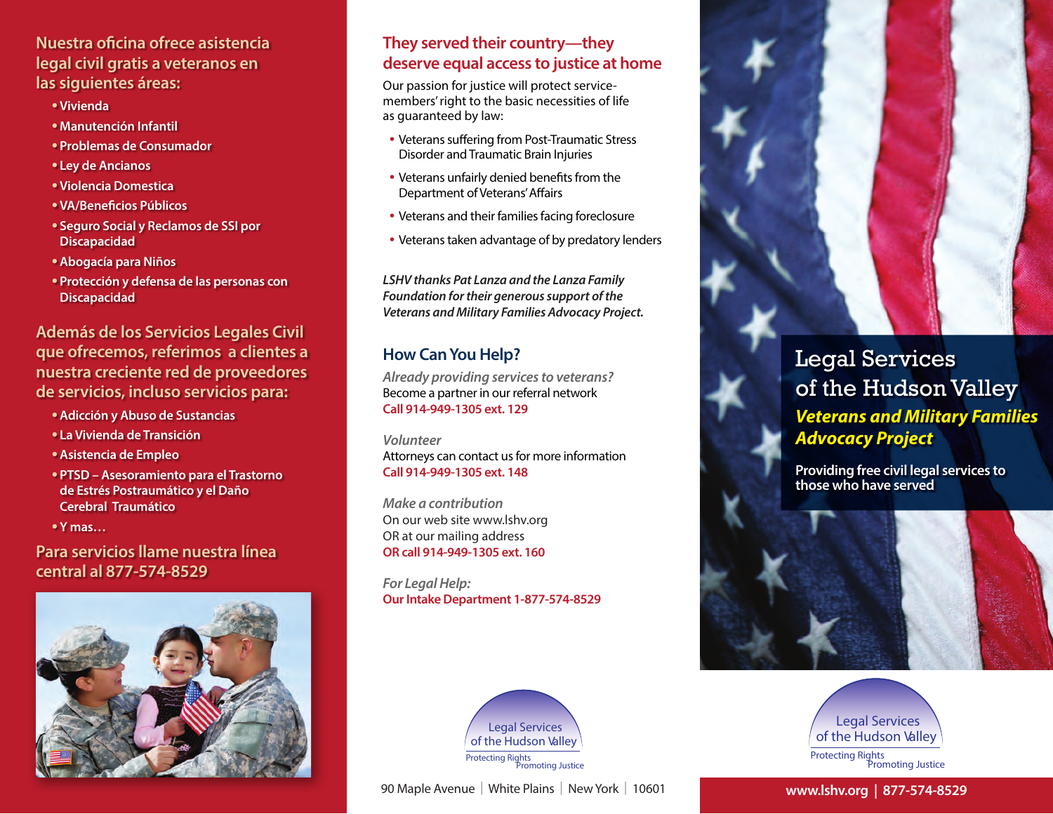## Nuestra oficina ofrece asistencia legal civil gratis a veteranos en las siguientes áreas:

- Vivienda
- Manutención Infantil
- Problemas de Consumador
- Ley de Ancianos
- Violencia Domestica
- VA/Beneficios Públicos
- Seguro Social y Reclamos de SSI por Discapacidad
- Abogacía para Niños
- Protección y defensa de las personas con Discapacidad

## Además de los Servicios Legales Civil que ofrecemos, referimos a clientes a nuestra creciente red de proveedores de servicios, incluso servicios para:

- Adicción y Abuso de Sustancias
- La Vivienda de Transición
- Asistencia de Empleo
- PTSD – Asesoramiento para el Trastorno de Estrés Postraumático y el Daño Cerebral Traumático
- Y mas…

## Para servicios llame nuestra línea central al 877-574-8529

## They served their country—they deserve equal access to justice at home

Our passion for justice will protect service-members' right to the basic necessities of life as guaranteed by law:

- Veterans suffering from Post-Traumatic Stress Disorder and Traumatic Brain Injuries
- Veterans unfairly denied benefits from the Department of Veterans' Affairs
- Veterans and their families facing foreclosure
- Veterans taken advantage of by predatory lenders

***LSHV thanks Pat Lanza and the Lanza Family Foundation for their generous support of the Veterans and Military Families Advocacy Project.***

## How Can You Help?

*Already providing services to veterans?*
Become a partner in our referral network
**Call 914-949-1305 ext. 129**

*Volunteer*
Attorneys can contact us for more information
**Call 914-949-1305 ext. 148**

*Make a contribution*
On our web site www.lshv.org
OR at our mailing address
**OR call 914-949-1305 ext. 160**

*For Legal Help:*
**Our Intake Department 1-877-574-8529**

Legal Services of the Hudson Valley
Protecting Rights
Promoting Justice

90 Maple Avenue | White Plains | New York | 10601

# Legal Services of the Hudson Valley

## *Veterans and Military Families Advocacy Project*

**Providing free civil legal services to those who have served**

Legal Services of the Hudson Valley
Protecting Rights
Promoting Justice

**www.lshv.org | 877-574-8529**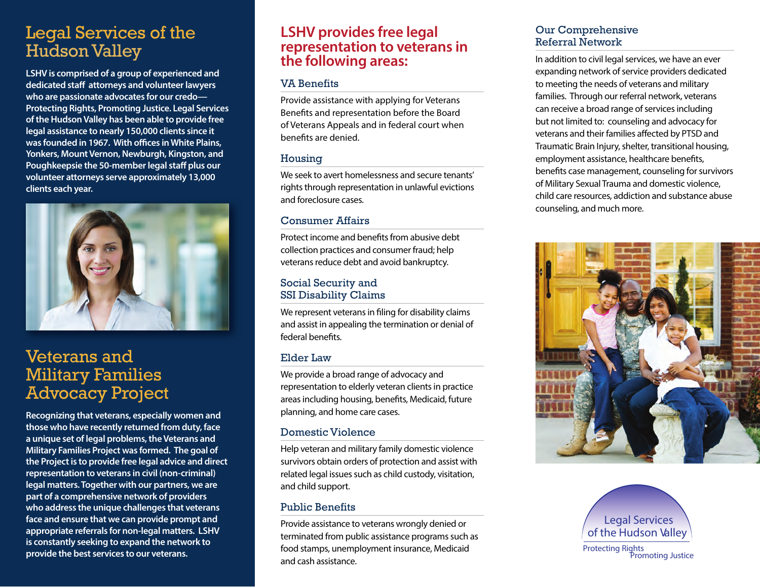# Legal Services of the Hudson Valley

**LSHV is comprised of a group of experienced and dedicated staff attorneys and volunteer lawyers who are passionate advocates for our credo—Protecting Rights, Promoting Justice. Legal Services of the Hudson Valley has been able to provide free legal assistance to nearly 150,000 clients since it was founded in 1967. With offices in White Plains, Yonkers, Mount Vernon, Newburgh, Kingston, and Poughkeepsie the 50-member legal staff plus our volunteer attorneys serve approximately 13,000 clients each year.**

# Veterans and Military Families Advocacy Project

**Recognizing that veterans, especially women and those who have recently returned from duty, face a unique set of legal problems, the Veterans and Military Families Project was formed. The goal of the Project is to provide free legal advice and direct representation to veterans in civil (non-criminal) legal matters. Together with our partners, we are part of a comprehensive network of providers who address the unique challenges that veterans face and ensure that we can provide prompt and appropriate referrals for non-legal matters. LSHV is constantly seeking to expand the network to provide the best services to our veterans.**

## LSHV provides free legal representation to veterans in the following areas:

### VA Benefits

Provide assistance with applying for Veterans Benefits and representation before the Board of Veterans Appeals and in federal court when benefits are denied.

### Housing

We seek to avert homelessness and secure tenants' rights through representation in unlawful evictions and foreclosure cases.

### Consumer Affairs

Protect income and benefits from abusive debt collection practices and consumer fraud; help veterans reduce debt and avoid bankruptcy.

### Social Security and SSI Disability Claims

We represent veterans in filing for disability claims and assist in appealing the termination or denial of federal benefits.

### Elder Law

We provide a broad range of advocacy and representation to elderly veteran clients in practice areas including housing, benefits, Medicaid, future planning, and home care cases.

### Domestic Violence

Help veteran and military family domestic violence survivors obtain orders of protection and assist with related legal issues such as child custody, visitation, and child support.

### Public Benefits

Provide assistance to veterans wrongly denied or terminated from public assistance programs such as food stamps, unemployment insurance, Medicaid and cash assistance.

## Our Comprehensive Referral Network

In addition to civil legal services, we have an ever expanding network of service providers dedicated to meeting the needs of veterans and military families. Through our referral network, veterans can receive a broad range of services including but not limited to: counseling and advocacy for veterans and their families affected by PTSD and Traumatic Brain Injury, shelter, transitional housing, employment assistance, healthcare benefits, benefits case management, counseling for survivors of Military Sexual Trauma and domestic violence, child care resources, addiction and substance abuse counseling, and much more.

Legal Services of the Hudson Valley

Protecting Rights
Promoting Justice